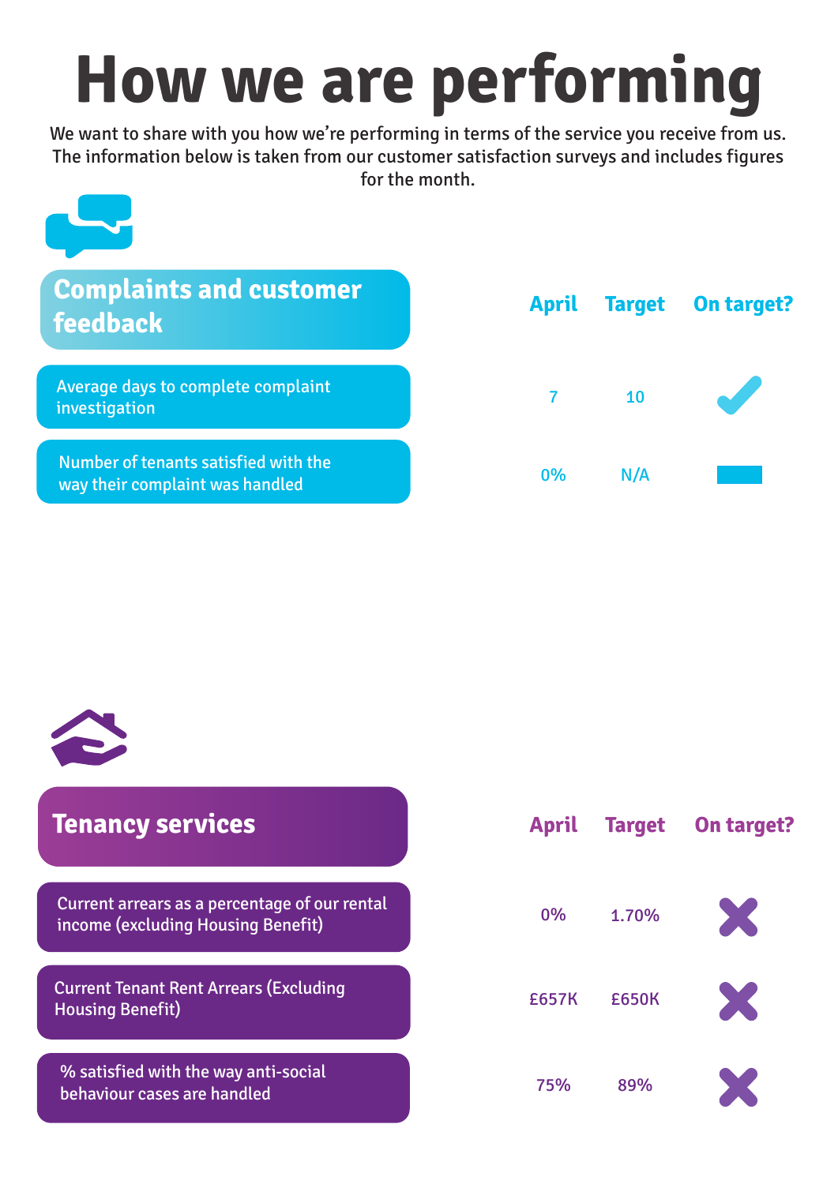# How we are performing

We want to share with you how we're performing in terms of the service you receive from us. The information below is taken from our customer satisfaction surveys and includes figures for the month.

## Complaints and customer feedback

| | April | Target | On target? |
|---|---|---|---|
| Average days to complete complaint investigation | 7 | 10 | ✓ |
| Number of tenants satisfied with the way their complaint was handled | 0% | N/A | – |

## Tenancy services

| | April | Target | On target? |
|---|---|---|---|
| Current arrears as a percentage of our rental income (excluding Housing Benefit) | 0% | 1.70% | ✗ |
| Current Tenant Rent Arrears (Excluding Housing Benefit) | £657K | £650K | ✗ |
| % satisfied with the way anti-social behaviour cases are handled | 75% | 89% | ✗ |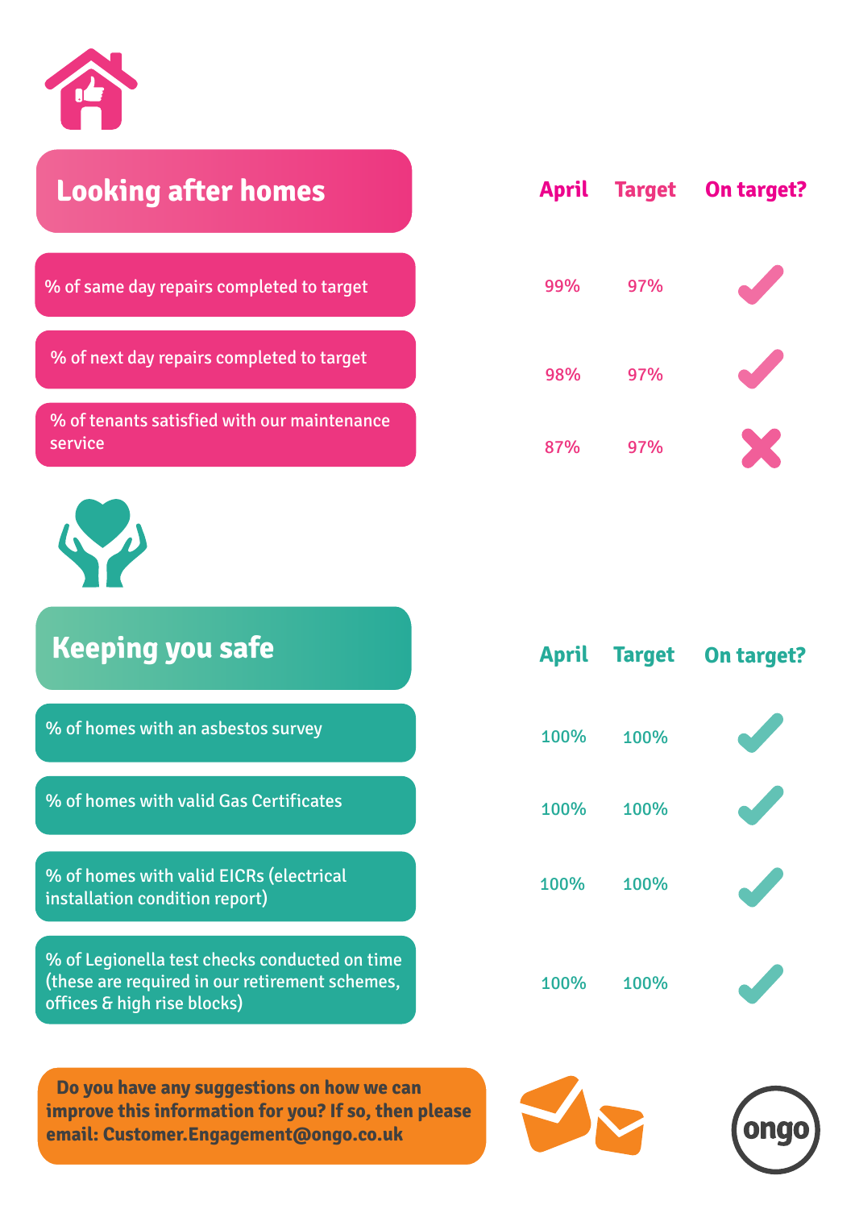## Looking after homes

| | April | Target | On target? |
|---|---|---|---|
| % of same day repairs completed to target | 99% | 97% | ✓ |
| % of next day repairs completed to target | 98% | 97% | ✓ |
| % of tenants satisfied with our maintenance service | 87% | 97% | ✗ |

## Keeping you safe

| | April | Target | On target? |
|---|---|---|---|
| % of homes with an asbestos survey | 100% | 100% | ✓ |
| % of homes with valid Gas Certificates | 100% | 100% | ✓ |
| % of homes with valid EICRs (electrical installation condition report) | 100% | 100% | ✓ |
| % of Legionella test checks conducted on time (these are required in our retirement schemes, offices & high rise blocks) | 100% | 100% | ✓ |

**Do you have any suggestions on how we can improve this information for you? If so, then please email: Customer.Engagement@ongo.co.uk**

ongo